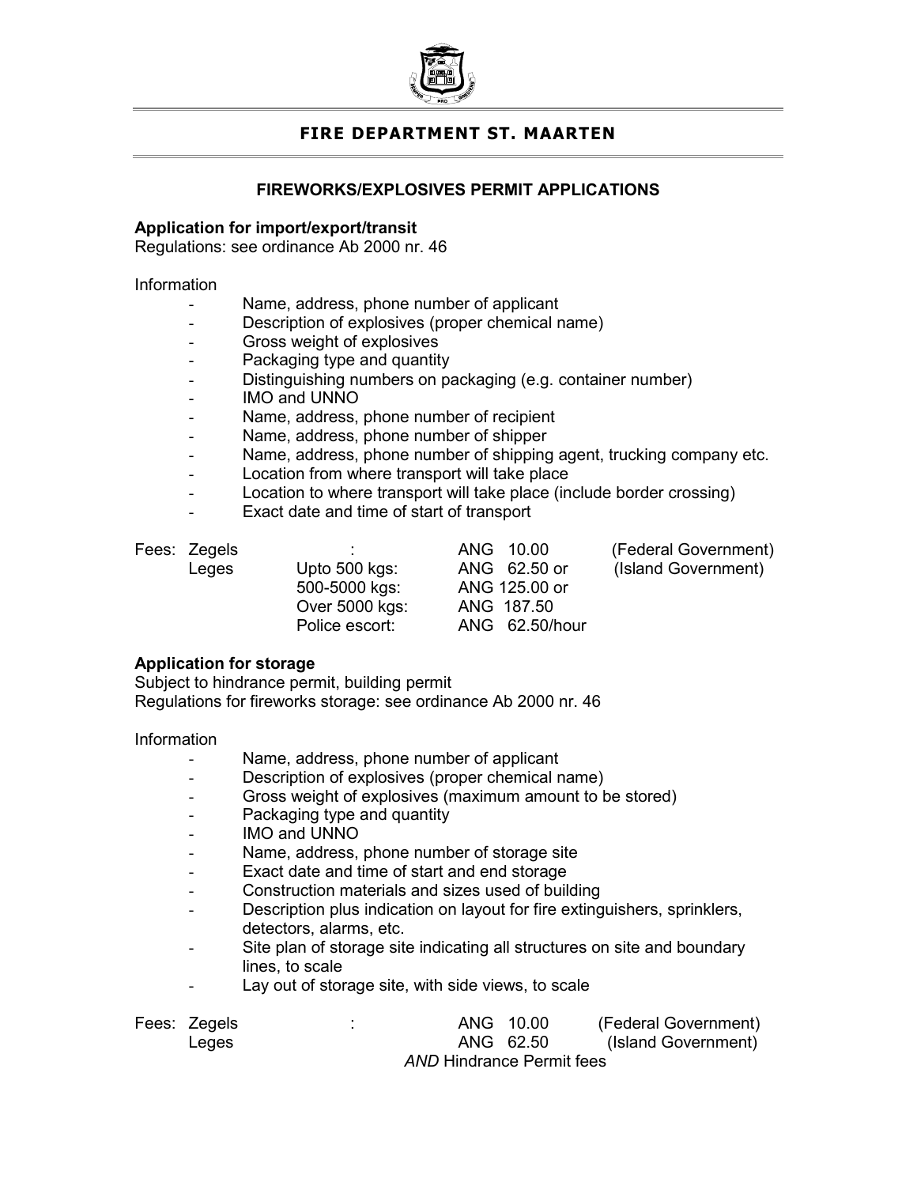# FIRE DEPARTMENT ST. MAARTEN

## FIREWORKS/EXPLOSIVES PERMIT APPLICATIONS

### Application for import/export/transit

Regulations: see ordinance Ab 2000 nr. 46

Information

- Name, address, phone number of applicant
- Description of explosives (proper chemical name)
- Gross weight of explosives
- Packaging type and quantity
- Distinguishing numbers on packaging (e.g. container number)
- IMO and UNNO
- Name, address, phone number of recipient
- Name, address, phone number of shipper
- Name, address, phone number of shipping agent, trucking company etc.
- Location from where transport will take place
- Location to where transport will take place (include border crossing)
- Exact date and time of start of transport

| Fees: | | | |
|---|---|---|---|
| Zegels | : | ANG 10.00 | (Federal Government) |
| Leges | Upto 500 kgs: | ANG 62.50 or | (Island Government) |
| | 500-5000 kgs: | ANG 125.00 or | |
| | Over 5000 kgs: | ANG 187.50 | |
| | Police escort: | ANG 62.50/hour | |

### Application for storage

Subject to hindrance permit, building permit

Regulations for fireworks storage: see ordinance Ab 2000 nr. 46

Information

- Name, address, phone number of applicant
- Description of explosives (proper chemical name)
- Gross weight of explosives (maximum amount to be stored)
- Packaging type and quantity
- IMO and UNNO
- Name, address, phone number of storage site
- Exact date and time of start and end storage
- Construction materials and sizes used of building
- Description plus indication on layout for fire extinguishers, sprinklers, detectors, alarms, etc.
- Site plan of storage site indicating all structures on site and boundary lines, to scale
- Lay out of storage site, with side views, to scale

| Fees: | | | |
|---|---|---|---|
| Zegels | : | ANG 10.00 | (Federal Government) |
| Leges | | ANG 62.50 | (Island Government) |
| | | *AND* Hindrance Permit fees | |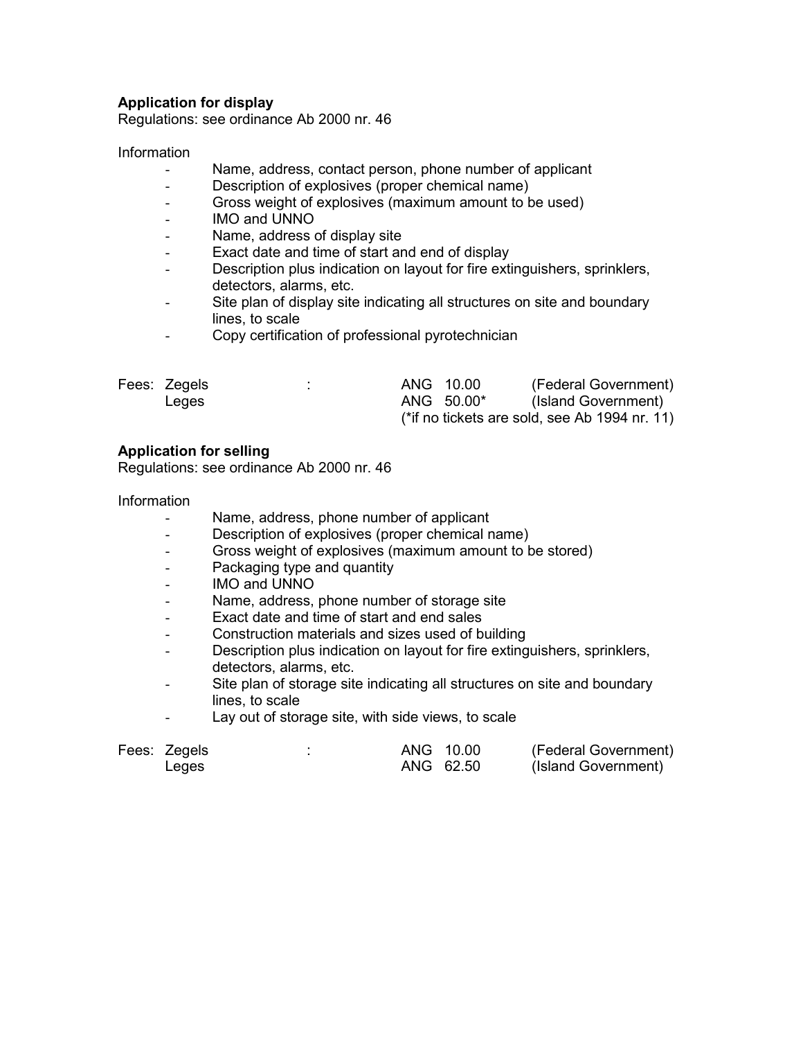**Application for display**
Regulations: see ordinance Ab 2000 nr. 46

Information

- Name, address, contact person, phone number of applicant
- Description of explosives (proper chemical name)
- Gross weight of explosives (maximum amount to be used)
- IMO and UNNO
- Name, address of display site
- Exact date and time of start and end of display
- Description plus indication on layout for fire extinguishers, sprinklers, detectors, alarms, etc.
- Site plan of display site indicating all structures on site and boundary lines, to scale
- Copy certification of professional pyrotechnician

| | | | |
|---|---|---|---|
| Fees: Zegels | : | ANG 10.00 | (Federal Government) |
| Leges | | ANG 50.00* | (Island Government) |
| | | (*if no tickets are sold, see Ab 1994 nr. 11) | |

**Application for selling**
Regulations: see ordinance Ab 2000 nr. 46

Information

- Name, address, phone number of applicant
- Description of explosives (proper chemical name)
- Gross weight of explosives (maximum amount to be stored)
- Packaging type and quantity
- IMO and UNNO
- Name, address, phone number of storage site
- Exact date and time of start and end sales
- Construction materials and sizes used of building
- Description plus indication on layout for fire extinguishers, sprinklers, detectors, alarms, etc.
- Site plan of storage site indicating all structures on site and boundary lines, to scale
- Lay out of storage site, with side views, to scale

| | | | |
|---|---|---|---|
| Fees: Zegels | : | ANG 10.00 | (Federal Government) |
| Leges | | ANG 62.50 | (Island Government) |